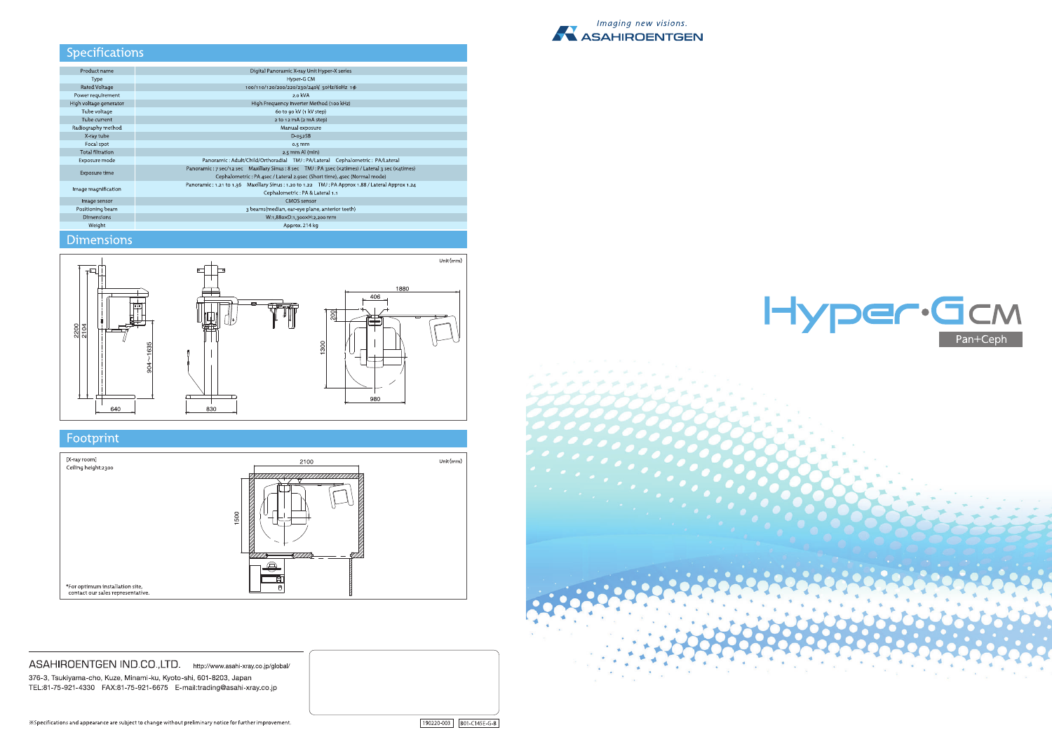## Specifications

| Product name | Digital Panoramic X-ray Unit Hyper-X series |
|---|---|
| Type | Hyper-G CM |
| Rated Voltage | 100/110/120/200/220/230/240V, 50Hz/60Hz 1Φ |
| Power requirement | 2.0 kVA |
| High voltage generator | High Frequency Inverter Method (100 kHz) |
| Tube voltage | 60 to 90 kV (1 kV step) |
| Tube current | 2 to 12 mA (2 mA step) |
| Radiography method | Manual exposure |
| X-ray tube | D-052SB |
| Focal spot | 0.5 mm |
| Total filtration | 2.5 mm Al (min) |
| Exposure mode | Panoramic : Adult/Child/Orthoradial　TMJ : PA/Lateral　Cephalometric : PA/Lateral |
| Exposure time | Panoramic : 7 sec/12 sec　Maxillary Sinus : 8 sec　TMJ : PA 3sec (x2times) / Lateral 3 sec (x4times) Cephalometric : PA 4sec / Lateral 2.9sec (Short time), 4sec (Normal mode) |
| Image magnification | Panoramic : 1.21 to 1.36　Maxillary Sinus : 1.20 to 1.22　TMJ : PA Approx 1.88 / Lateral Approx 1.24 Cephalometric : PA & Lateral 1.1 |
| Image sensor | CMOS sensor |
| Positioning beam | 3 beams(median, ear-eye plane, anterior teeth) |
| Dimensions | W:1,880xD:1,300xH:2,200 mm |
| Weight | Approx. 214 kg |

## Dimensions

Unit (mm)

2200, 2104, 904~1635, 640, 830, 1880, 406, 200, 1300, 980

## Footprint

[X-ray room]
Ceiling height:2300

Unit (mm)

2100, 1500

*For optimum installation site, contact our sales representative.

ASAHIROENTGEN IND.CO.,LTD.　http://www.asahi-xray.co.jp/global/
376-3, Tsukiyama-cho, Kuze, Minami-ku, Kyoto-shi, 601-8203, Japan
TEL:81-75-921-4330　FAX:81-75-921-6675　E-mail:trading@asahi-xray.co.jp

※Specifications and appearance are subject to change without preliminary notice for further improvement.

190220-003　801-C145E-G-B

*Imaging new visions.*
ASAHIROENTGEN

# Hyper·G CM

Pan+Ceph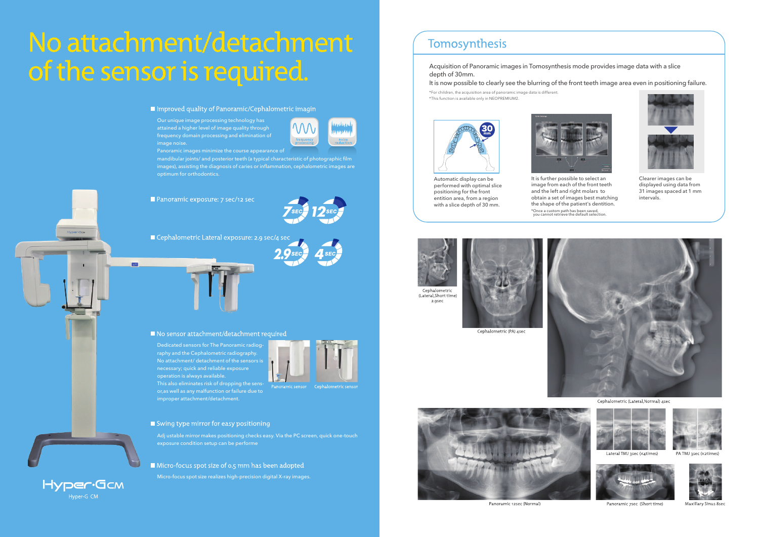# No attachment/detachment of the sensor is required.

## Improved quality of Panoramic/Cephalometric imagin

Our unique image processing technology has attained a higher level of image quality through frequency domain processing and elimination of image noise.

Panoramic images minimize the course appearance of mandibular joints/ and posterior teeth (a typical characteristic of photographic film images), assisting the diagnosis of caries or inflammation, cephalometric images are optimum for orthodontics.

frequency processing

noise reduction

## Panoramic exposure: 7 sec/12 sec

7 SEC 12 SEC

## Cephalometric Lateral exposure: 2.9 sec/4 sec

2.9 SEC 4 SEC

## No sensor attachment/detachment required

Dedicated sensors for The Panoramic radiography and the Cephalometric radiography. No attachment/ detachment of the sensors is necessary; quick and reliable exposure operation is always available.

This also eliminates risk of dropping the sensor,as well as any malfunction or failure due to improper attachment/detachment.

Panoramic sensor

Cephalometric sensor

## Swing type mirror for easy positioning

Adj ustable mirror makes positioning checks easy. Via the PC screen, quick one-touch exposure condition setup can be performe

## Micro-focus spot size of 0.5 mm has been adopted

Micro-focus spot size realizes high-precision digital X-ray images.

Hyper-G CM

Hyper-G CM

## Tomosynthesis

Acquisition of Panoramic images in Tomosynthesis mode provides image data with a slice depth of 30mm.

It is now possible to clearly see the blurring of the front teeth image area even in positioning failure.

*For children, the acquisition area of panoramic image data is different.

*This function is available only in NEOPREMIUM2.

30 mm

Automatic display can be performed with optimal slice positioning for the front entition area, from a region with a slice depth of 30 mm.

It is further possible to select an image from each of the front teeth and the left and right molars to obtain a set of images best matching the shape of the patient's dentition.

*Once a custom path has been saved, you cannot retrieve the default selection.

Clearer images can be displayed using data from 31 images spaced at 1 mm intervals.

Cephalometric (Lateral,Short time) 2.9sec

Cephalometric (PA) 4sec

Cephalometric (Lateral,Normal) 4sec

Panoramic 12sec (Normal)

Lateral TMJ 3sec (x4times)

PA TMJ 3sec (x2times)

Panoramic 7sec (Short time)

Maxillary Sinus 8sec